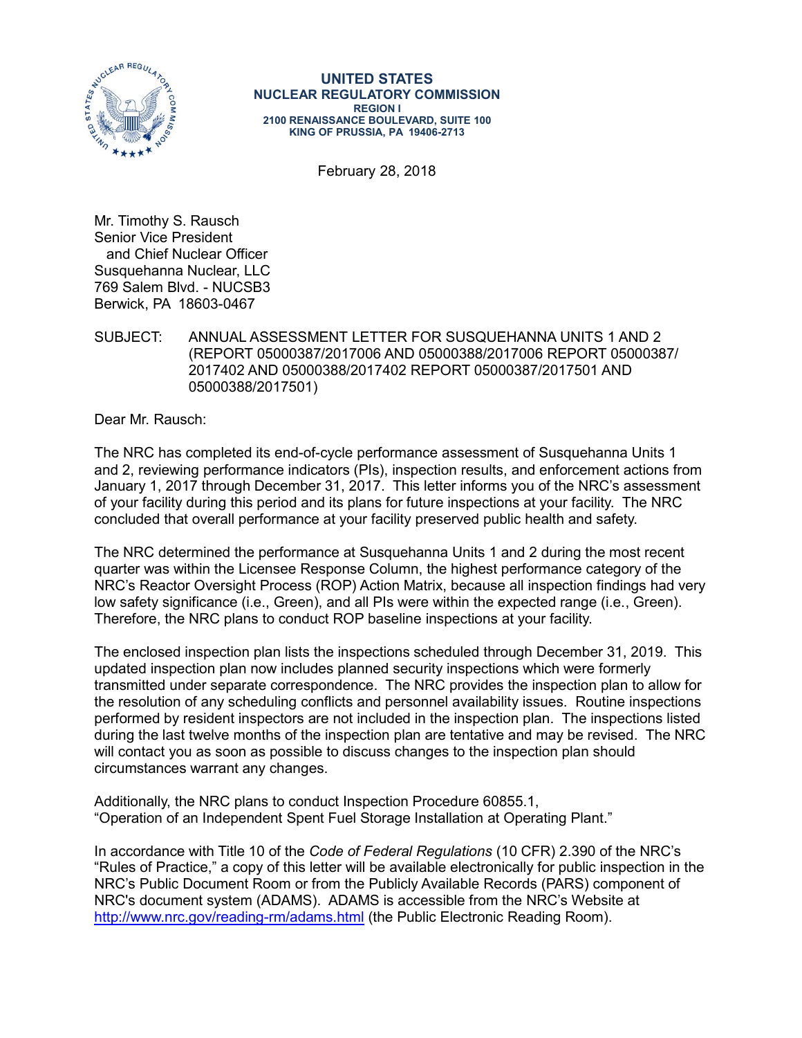**UNITED STATES**
**NUCLEAR REGULATORY COMMISSION**
**REGION I**
**2100 RENAISSANCE BOULEVARD, SUITE 100**
**KING OF PRUSSIA, PA 19406-2713**

February 28, 2018

Mr. Timothy S. Rausch
Senior Vice President
and Chief Nuclear Officer
Susquehanna Nuclear, LLC
769 Salem Blvd. - NUCSB3
Berwick, PA 18603-0467

SUBJECT: ANNUAL ASSESSMENT LETTER FOR SUSQUEHANNA UNITS 1 AND 2 (REPORT 05000387/2017006 AND 05000388/2017006 REPORT 05000387/2017402 AND 05000388/2017402 REPORT 05000387/2017501 AND 05000388/2017501)

Dear Mr. Rausch:

The NRC has completed its end-of-cycle performance assessment of Susquehanna Units 1 and 2, reviewing performance indicators (PIs), inspection results, and enforcement actions from January 1, 2017 through December 31, 2017. This letter informs you of the NRC's assessment of your facility during this period and its plans for future inspections at your facility. The NRC concluded that overall performance at your facility preserved public health and safety.

The NRC determined the performance at Susquehanna Units 1 and 2 during the most recent quarter was within the Licensee Response Column, the highest performance category of the NRC's Reactor Oversight Process (ROP) Action Matrix, because all inspection findings had very low safety significance (i.e., Green), and all PIs were within the expected range (i.e., Green). Therefore, the NRC plans to conduct ROP baseline inspections at your facility.

The enclosed inspection plan lists the inspections scheduled through December 31, 2019. This updated inspection plan now includes planned security inspections which were formerly transmitted under separate correspondence. The NRC provides the inspection plan to allow for the resolution of any scheduling conflicts and personnel availability issues. Routine inspections performed by resident inspectors are not included in the inspection plan. The inspections listed during the last twelve months of the inspection plan are tentative and may be revised. The NRC will contact you as soon as possible to discuss changes to the inspection plan should circumstances warrant any changes.

Additionally, the NRC plans to conduct Inspection Procedure 60855.1, "Operation of an Independent Spent Fuel Storage Installation at Operating Plant."

In accordance with Title 10 of the *Code of Federal Regulations* (10 CFR) 2.390 of the NRC's "Rules of Practice," a copy of this letter will be available electronically for public inspection in the NRC's Public Document Room or from the Publicly Available Records (PARS) component of NRC's document system (ADAMS). ADAMS is accessible from the NRC's Website at http://www.nrc.gov/reading-rm/adams.html (the Public Electronic Reading Room).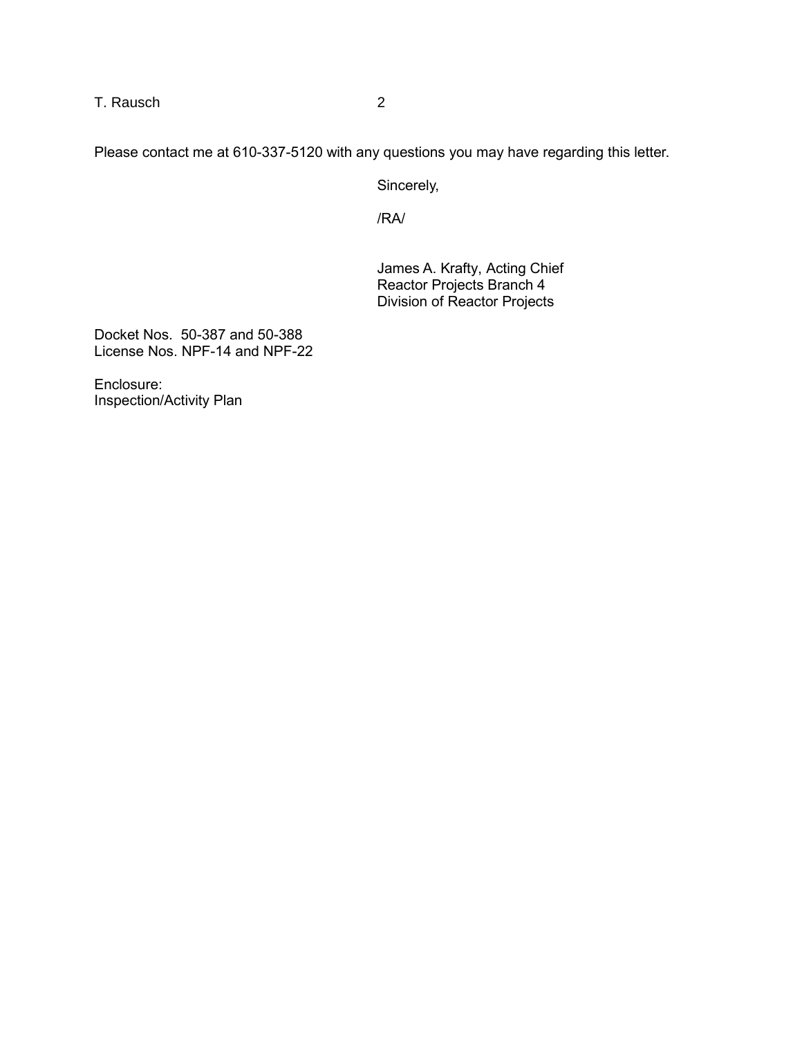Please contact me at 610-337-5120 with any questions you may have regarding this letter.

Sincerely,

/RA/

James A. Krafty, Acting Chief
Reactor Projects Branch 4
Division of Reactor Projects

Docket Nos. 50-387 and 50-388
License Nos. NPF-14 and NPF-22

Enclosure:
Inspection/Activity Plan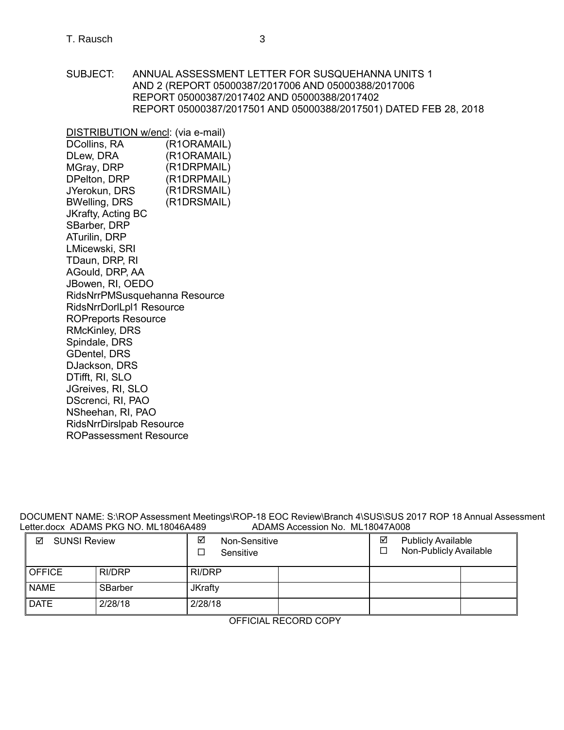SUBJECT: ANNUAL ASSESSMENT LETTER FOR SUSQUEHANNA UNITS 1 AND 2 (REPORT 05000387/2017006 AND 05000388/2017006 REPORT 05000387/2017402 AND 05000388/2017402 REPORT 05000387/2017501 AND 05000388/2017501) DATED FEB 28, 2018

DISTRIBUTION w/encl: (via e-mail)

DCollins, RA (R1ORAMAIL)
DLew, DRA (R1ORAMAIL)
MGray, DRP (R1DRPMAIL)
DPelton, DRP (R1DRPMAIL)
JYerokun, DRS (R1DRSMAIL)
BWelling, DRS (R1DRSMAIL)
JKrafty, Acting BC
SBarber, DRP
ATurilin, DRP
LMicewski, SRI
TDaun, DRP, RI
AGould, DRP, AA
JBowen, RI, OEDO
RidsNrrPMSusquehanna Resource
RidsNrrDorlLpl1 Resource
ROPreports Resource
RMcKinley, DRS
Spindale, DRS
GDentel, DRS
DJackson, DRS
DTifft, RI, SLO
JGreives, RI, SLO
DScrenci, RI, PAO
NSheehan, RI, PAO
RidsNrrDirslpab Resource
ROPassessment Resource

DOCUMENT NAME: S:\ROP Assessment Meetings\ROP-18 EOC Review\Branch 4\SUS\SUS 2017 ROP 18 Annual Assessment Letter.docx ADAMS PKG NO. ML18046A489 ADAMS Accession No. ML18047A008

| ☑ SUNSI Review | | ☑ Non-Sensitive<br>☐ Sensitive | | ☑ Publicly Available<br>☐ Non-Publicly Available | |
|---|---|---|---|---|---|
| OFFICE | RI/DRP | RI/DRP | | | |
| NAME | SBarber | JKrafty | | | |
| DATE | 2/28/18 | 2/28/18 | | | |

OFFICIAL RECORD COPY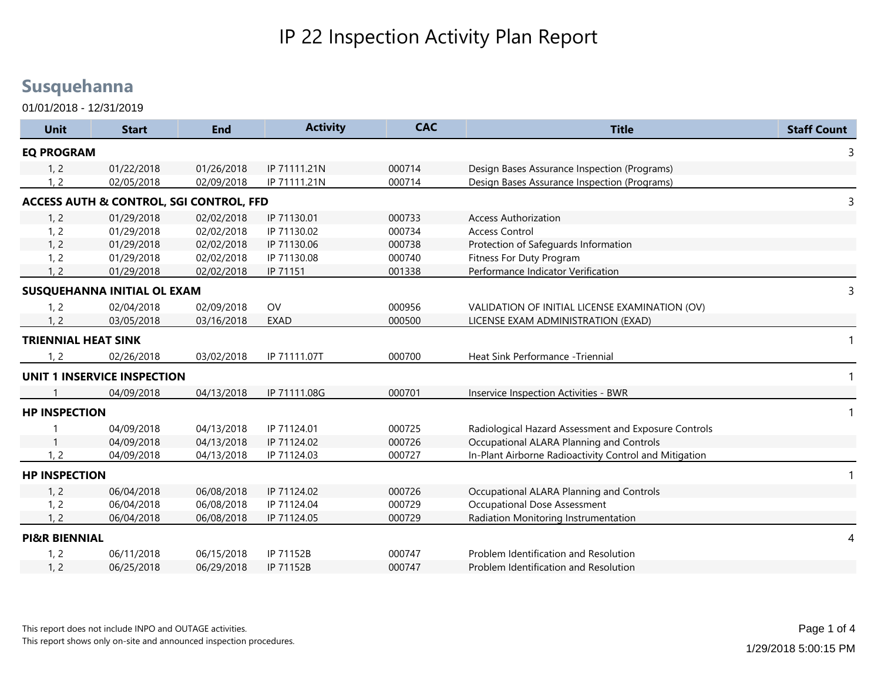# IP 22 Inspection Activity Plan Report

## Susquehanna

01/01/2018 - 12/31/2019

| Unit | Start | End | Activity | CAC | Title | Staff Count |
|---|---|---|---|---|---|---|
| **EQ PROGRAM** | | | | | | 3 |
| 1, 2 | 01/22/2018 | 01/26/2018 | IP 71111.21N | 000714 | Design Bases Assurance Inspection (Programs) | |
| 1, 2 | 02/05/2018 | 02/09/2018 | IP 71111.21N | 000714 | Design Bases Assurance Inspection (Programs) | |
| **ACCESS AUTH & CONTROL, SGI CONTROL, FFD** | | | | | | 3 |
| 1, 2 | 01/29/2018 | 02/02/2018 | IP 71130.01 | 000733 | Access Authorization | |
| 1, 2 | 01/29/2018 | 02/02/2018 | IP 71130.02 | 000734 | Access Control | |
| 1, 2 | 01/29/2018 | 02/02/2018 | IP 71130.06 | 000738 | Protection of Safeguards Information | |
| 1, 2 | 01/29/2018 | 02/02/2018 | IP 71130.08 | 000740 | Fitness For Duty Program | |
| 1, 2 | 01/29/2018 | 02/02/2018 | IP 71151 | 001338 | Performance Indicator Verification | |
| **SUSQUEHANNA INITIAL OL EXAM** | | | | | | 3 |
| 1, 2 | 02/04/2018 | 02/09/2018 | OV | 000956 | VALIDATION OF INITIAL LICENSE EXAMINATION (OV) | |
| 1, 2 | 03/05/2018 | 03/16/2018 | EXAD | 000500 | LICENSE EXAM ADMINISTRATION (EXAD) | |
| **TRIENNIAL HEAT SINK** | | | | | | 1 |
| 1, 2 | 02/26/2018 | 03/02/2018 | IP 71111.07T | 000700 | Heat Sink Performance -Triennial | |
| **UNIT 1 INSERVICE INSPECTION** | | | | | | 1 |
| 1 | 04/09/2018 | 04/13/2018 | IP 71111.08G | 000701 | Inservice Inspection Activities - BWR | |
| **HP INSPECTION** | | | | | | 1 |
| 1 | 04/09/2018 | 04/13/2018 | IP 71124.01 | 000725 | Radiological Hazard Assessment and Exposure Controls | |
| 1 | 04/09/2018 | 04/13/2018 | IP 71124.02 | 000726 | Occupational ALARA Planning and Controls | |
| 1, 2 | 04/09/2018 | 04/13/2018 | IP 71124.03 | 000727 | In-Plant Airborne Radioactivity Control and Mitigation | |
| **HP INSPECTION** | | | | | | 1 |
| 1, 2 | 06/04/2018 | 06/08/2018 | IP 71124.02 | 000726 | Occupational ALARA Planning and Controls | |
| 1, 2 | 06/04/2018 | 06/08/2018 | IP 71124.04 | 000729 | Occupational Dose Assessment | |
| 1, 2 | 06/04/2018 | 06/08/2018 | IP 71124.05 | 000729 | Radiation Monitoring Instrumentation | |
| **PI&R BIENNIAL** | | | | | | 4 |
| 1, 2 | 06/11/2018 | 06/15/2018 | IP 71152B | 000747 | Problem Identification and Resolution | |
| 1, 2 | 06/25/2018 | 06/29/2018 | IP 71152B | 000747 | Problem Identification and Resolution | |

This report does not include INPO and OUTAGE activities.
This report shows only on-site and announced inspection procedures.

1/29/2018 5:00:15 PM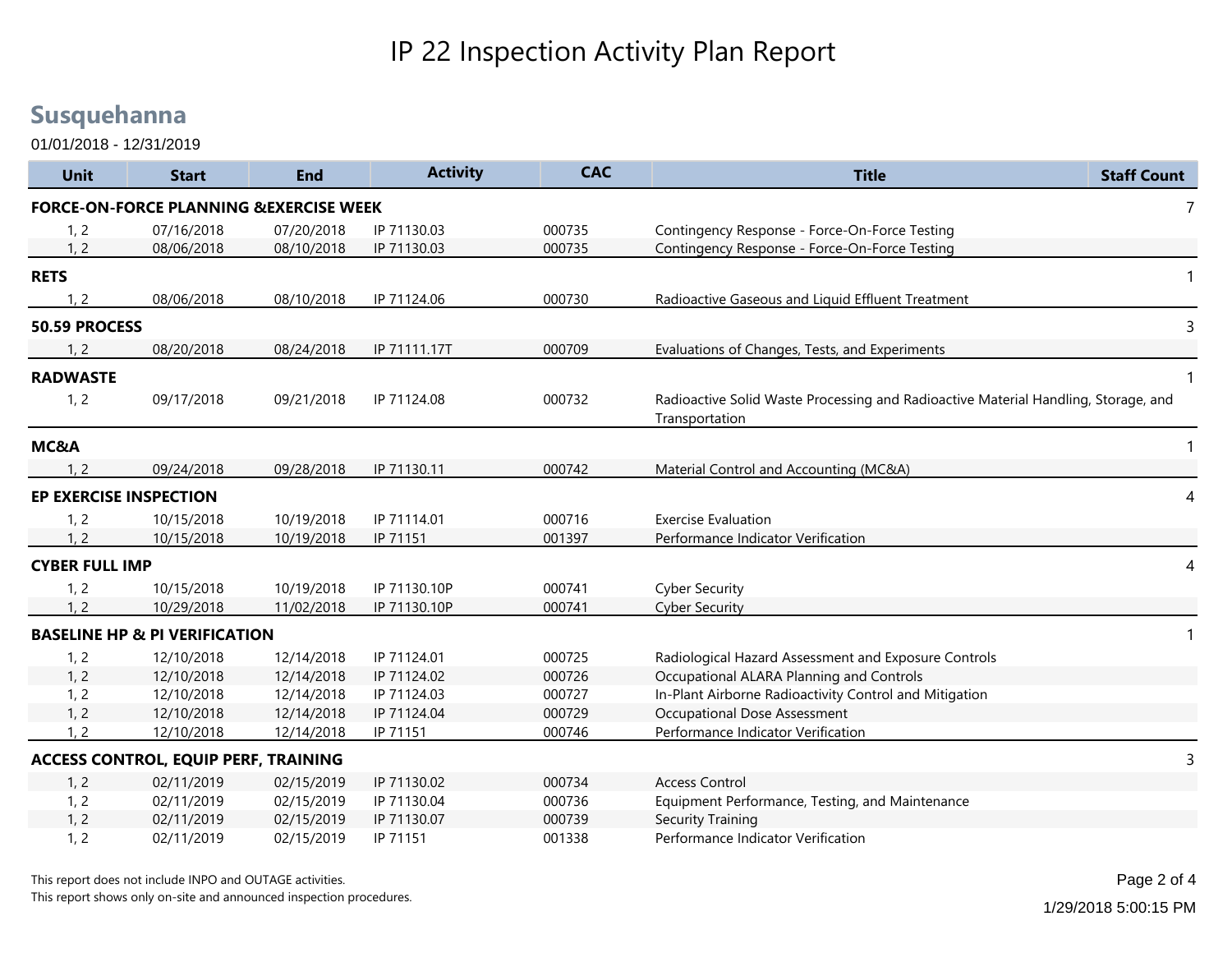# IP 22 Inspection Activity Plan Report

## Susquehanna

01/01/2018 - 12/31/2019

| Unit | Start | End | Activity | CAC | Title | Staff Count |
|---|---|---|---|---|---|---|
| **FORCE-ON-FORCE PLANNING &EXERCISE WEEK** | | | | | | 7 |
| 1, 2 | 07/16/2018 | 07/20/2018 | IP 71130.03 | 000735 | Contingency Response - Force-On-Force Testing | |
| 1, 2 | 08/06/2018 | 08/10/2018 | IP 71130.03 | 000735 | Contingency Response - Force-On-Force Testing | |
| **RETS** | | | | | | 1 |
| 1, 2 | 08/06/2018 | 08/10/2018 | IP 71124.06 | 000730 | Radioactive Gaseous and Liquid Effluent Treatment | |
| **50.59 PROCESS** | | | | | | 3 |
| 1, 2 | 08/20/2018 | 08/24/2018 | IP 71111.17T | 000709 | Evaluations of Changes, Tests, and Experiments | |
| **RADWASTE** | | | | | | 1 |
| 1, 2 | 09/17/2018 | 09/21/2018 | IP 71124.08 | 000732 | Radioactive Solid Waste Processing and Radioactive Material Handling, Storage, and Transportation | |
| **MC&A** | | | | | | 1 |
| 1, 2 | 09/24/2018 | 09/28/2018 | IP 71130.11 | 000742 | Material Control and Accounting (MC&A) | |
| **EP EXERCISE INSPECTION** | | | | | | 4 |
| 1, 2 | 10/15/2018 | 10/19/2018 | IP 71114.01 | 000716 | Exercise Evaluation | |
| 1, 2 | 10/15/2018 | 10/19/2018 | IP 71151 | 001397 | Performance Indicator Verification | |
| **CYBER FULL IMP** | | | | | | 4 |
| 1, 2 | 10/15/2018 | 10/19/2018 | IP 71130.10P | 000741 | Cyber Security | |
| 1, 2 | 10/29/2018 | 11/02/2018 | IP 71130.10P | 000741 | Cyber Security | |
| **BASELINE HP & PI VERIFICATION** | | | | | | 1 |
| 1, 2 | 12/10/2018 | 12/14/2018 | IP 71124.01 | 000725 | Radiological Hazard Assessment and Exposure Controls | |
| 1, 2 | 12/10/2018 | 12/14/2018 | IP 71124.02 | 000726 | Occupational ALARA Planning and Controls | |
| 1, 2 | 12/10/2018 | 12/14/2018 | IP 71124.03 | 000727 | In-Plant Airborne Radioactivity Control and Mitigation | |
| 1, 2 | 12/10/2018 | 12/14/2018 | IP 71124.04 | 000729 | Occupational Dose Assessment | |
| 1, 2 | 12/10/2018 | 12/14/2018 | IP 71151 | 000746 | Performance Indicator Verification | |
| **ACCESS CONTROL, EQUIP PERF, TRAINING** | | | | | | 3 |
| 1, 2 | 02/11/2019 | 02/15/2019 | IP 71130.02 | 000734 | Access Control | |
| 1, 2 | 02/11/2019 | 02/15/2019 | IP 71130.04 | 000736 | Equipment Performance, Testing, and Maintenance | |
| 1, 2 | 02/11/2019 | 02/15/2019 | IP 71130.07 | 000739 | Security Training | |
| 1, 2 | 02/11/2019 | 02/15/2019 | IP 71151 | 001338 | Performance Indicator Verification | |

This report does not include INPO and OUTAGE activities.
This report shows only on-site and announced inspection procedures.

1/29/2018 5:00:15 PM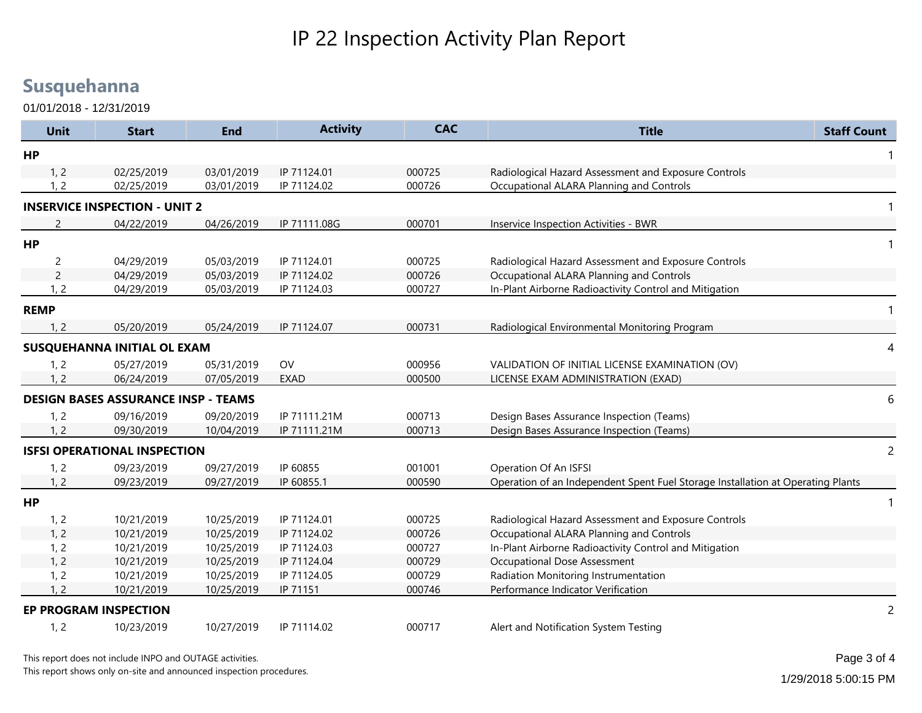# IP 22 Inspection Activity Plan Report

## Susquehanna

01/01/2018 - 12/31/2019

| Unit | Start | End | Activity | CAC | Title | Staff Count |
|---|---|---|---|---|---|---|
| **HP** | | | | | | 1 |
| 1, 2 | 02/25/2019 | 03/01/2019 | IP 71124.01 | 000725 | Radiological Hazard Assessment and Exposure Controls | |
| 1, 2 | 02/25/2019 | 03/01/2019 | IP 71124.02 | 000726 | Occupational ALARA Planning and Controls | |
| **INSERVICE INSPECTION - UNIT 2** | | | | | | 1 |
| 2 | 04/22/2019 | 04/26/2019 | IP 71111.08G | 000701 | Inservice Inspection Activities - BWR | |
| **HP** | | | | | | 1 |
| 2 | 04/29/2019 | 05/03/2019 | IP 71124.01 | 000725 | Radiological Hazard Assessment and Exposure Controls | |
| 2 | 04/29/2019 | 05/03/2019 | IP 71124.02 | 000726 | Occupational ALARA Planning and Controls | |
| 1, 2 | 04/29/2019 | 05/03/2019 | IP 71124.03 | 000727 | In-Plant Airborne Radioactivity Control and Mitigation | |
| **REMP** | | | | | | 1 |
| 1, 2 | 05/20/2019 | 05/24/2019 | IP 71124.07 | 000731 | Radiological Environmental Monitoring Program | |
| **SUSQUEHANNA INITIAL OL EXAM** | | | | | | 4 |
| 1, 2 | 05/27/2019 | 05/31/2019 | OV | 000956 | VALIDATION OF INITIAL LICENSE EXAMINATION (OV) | |
| 1, 2 | 06/24/2019 | 07/05/2019 | EXAD | 000500 | LICENSE EXAM ADMINISTRATION (EXAD) | |
| **DESIGN BASES ASSURANCE INSP - TEAMS** | | | | | | 6 |
| 1, 2 | 09/16/2019 | 09/20/2019 | IP 71111.21M | 000713 | Design Bases Assurance Inspection (Teams) | |
| 1, 2 | 09/30/2019 | 10/04/2019 | IP 71111.21M | 000713 | Design Bases Assurance Inspection (Teams) | |
| **ISFSI OPERATIONAL INSPECTION** | | | | | | 2 |
| 1, 2 | 09/23/2019 | 09/27/2019 | IP 60855 | 001001 | Operation Of An ISFSI | |
| 1, 2 | 09/23/2019 | 09/27/2019 | IP 60855.1 | 000590 | Operation of an Independent Spent Fuel Storage Installation at Operating Plants | |
| **HP** | | | | | | 1 |
| 1, 2 | 10/21/2019 | 10/25/2019 | IP 71124.01 | 000725 | Radiological Hazard Assessment and Exposure Controls | |
| 1, 2 | 10/21/2019 | 10/25/2019 | IP 71124.02 | 000726 | Occupational ALARA Planning and Controls | |
| 1, 2 | 10/21/2019 | 10/25/2019 | IP 71124.03 | 000727 | In-Plant Airborne Radioactivity Control and Mitigation | |
| 1, 2 | 10/21/2019 | 10/25/2019 | IP 71124.04 | 000729 | Occupational Dose Assessment | |
| 1, 2 | 10/21/2019 | 10/25/2019 | IP 71124.05 | 000729 | Radiation Monitoring Instrumentation | |
| 1, 2 | 10/21/2019 | 10/25/2019 | IP 71151 | 000746 | Performance Indicator Verification | |
| **EP PROGRAM INSPECTION** | | | | | | 2 |
| 1, 2 | 10/23/2019 | 10/27/2019 | IP 71114.02 | 000717 | Alert and Notification System Testing | |

This report does not include INPO and OUTAGE activities.

This report shows only on-site and announced inspection procedures.

1/29/2018 5:00:15 PM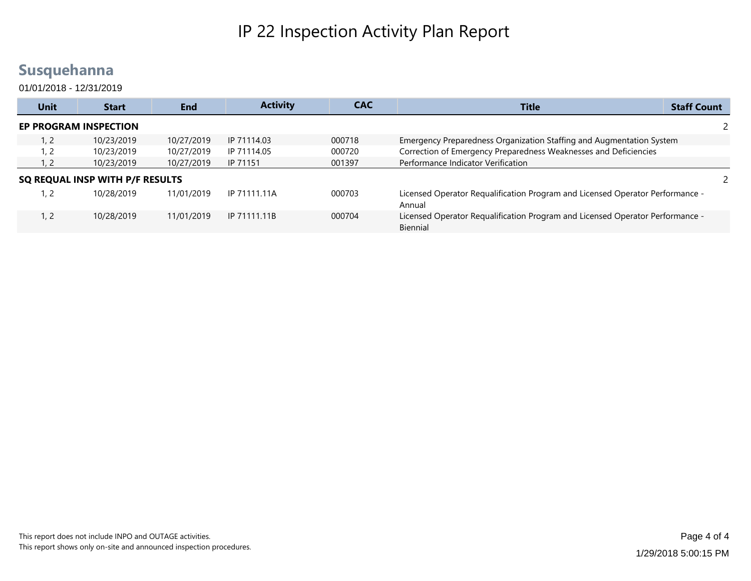# IP 22 Inspection Activity Plan Report

## Susquehanna

01/01/2018 - 12/31/2019

| Unit | Start | End | Activity | CAC | Title | Staff Count |
|---|---|---|---|---|---|---|
| **EP PROGRAM INSPECTION** | | | | | | 2 |
| 1, 2 | 10/23/2019 | 10/27/2019 | IP 71114.03 | 000718 | Emergency Preparedness Organization Staffing and Augmentation System | |
| 1, 2 | 10/23/2019 | 10/27/2019 | IP 71114.05 | 000720 | Correction of Emergency Preparedness Weaknesses and Deficiencies | |
| 1, 2 | 10/23/2019 | 10/27/2019 | IP 71151 | 001397 | Performance Indicator Verification | |
| **SQ REQUAL INSP WITH P/F RESULTS** | | | | | | 2 |
| 1, 2 | 10/28/2019 | 11/01/2019 | IP 71111.11A | 000703 | Licensed Operator Requalification Program and Licensed Operator Performance - Annual | |
| 1, 2 | 10/28/2019 | 11/01/2019 | IP 71111.11B | 000704 | Licensed Operator Requalification Program and Licensed Operator Performance - Biennial | |

This report does not include INPO and OUTAGE activities.
This report shows only on-site and announced inspection procedures.

1/29/2018 5:00:15 PM